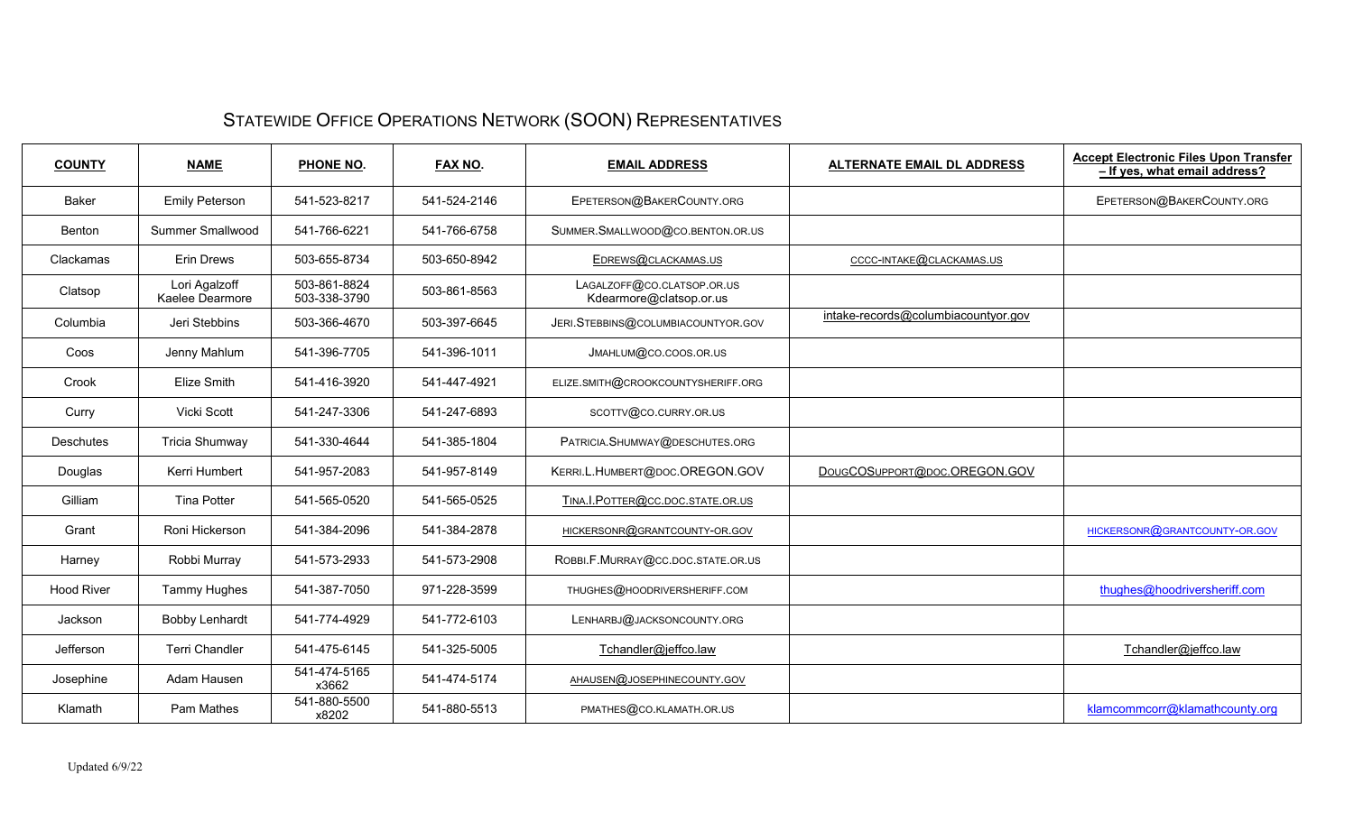# Statewide Office Operations Network (SOON) Representatives

| COUNTY | NAME | PHONE NO. | FAX NO. | EMAIL ADDRESS | ALTERNATE EMAIL DL ADDRESS | Accept Electronic Files Upon Transfer – If yes, what email address? |
|---|---|---|---|---|---|---|
| Baker | Emily Peterson | 541-523-8217 | 541-524-2146 | EPETERSON@BAKERCOUNTY.ORG | | EPETERSON@BAKERCOUNTY.ORG |
| Benton | Summer Smallwood | 541-766-6221 | 541-766-6758 | SUMMER.SMALLWOOD@CO.BENTON.OR.US | | |
| Clackamas | Erin Drews | 503-655-8734 | 503-650-8942 | EDREWS@CLACKAMAS.US | CCCC-INTAKE@CLACKAMAS.US | |
| Clatsop | Lori Agalzoff<br>Kaelee Dearmore | 503-861-8824<br>503-338-3790 | 503-861-8563 | LAGALZOFF@CO.CLATSOP.OR.US<br>Kdearmore@clatsop.or.us | | |
| Columbia | Jeri Stebbins | 503-366-4670 | 503-397-6645 | JERI.STEBBINS@COLUMBIACOUNTYOR.GOV | intake-records@columbiacountyor.gov | |
| Coos | Jenny Mahlum | 541-396-7705 | 541-396-1011 | JMAHLUM@CO.COOS.OR.US | | |
| Crook | Elize Smith | 541-416-3920 | 541-447-4921 | ELIZE.SMITH@CROOKCOUNTYSHERIFF.ORG | | |
| Curry | Vicki Scott | 541-247-3306 | 541-247-6893 | SCOTTV@CO.CURRY.OR.US | | |
| Deschutes | Tricia Shumway | 541-330-4644 | 541-385-1804 | PATRICIA.SHUMWAY@DESCHUTES.ORG | | |
| Douglas | Kerri Humbert | 541-957-2083 | 541-957-8149 | KERRI.L.HUMBERT@DOC.OREGON.GOV | DOUGCOSUPPORT@DOC.OREGON.GOV | |
| Gilliam | Tina Potter | 541-565-0520 | 541-565-0525 | TINA.I.POTTER@CC.DOC.STATE.OR.US | | |
| Grant | Roni Hickerson | 541-384-2096 | 541-384-2878 | HICKERSONR@GRANTCOUNTY-OR.GOV | | HICKERSONR@GRANTCOUNTY-OR.GOV |
| Harney | Robbi Murray | 541-573-2933 | 541-573-2908 | ROBBI.F.MURRAY@CC.DOC.STATE.OR.US | | |
| Hood River | Tammy Hughes | 541-387-7050 | 971-228-3599 | THUGHES@HOODRIVERSHERIFF.COM | | thughes@hoodriversheriff.com |
| Jackson | Bobby Lenhardt | 541-774-4929 | 541-772-6103 | LENHARBJ@JACKSONCOUNTY.ORG | | |
| Jefferson | Terri Chandler | 541-475-6145 | 541-325-5005 | Tchandler@jeffco.law | | Tchandler@jeffco.law |
| Josephine | Adam Hausen | 541-474-5165 x3662 | 541-474-5174 | AHAUSEN@JOSEPHINECOUNTY.GOV | | |
| Klamath | Pam Mathes | 541-880-5500 x8202 | 541-880-5513 | PMATHES@CO.KLAMATH.OR.US | | klamcommcorr@klamathcounty.org |

Updated 6/9/22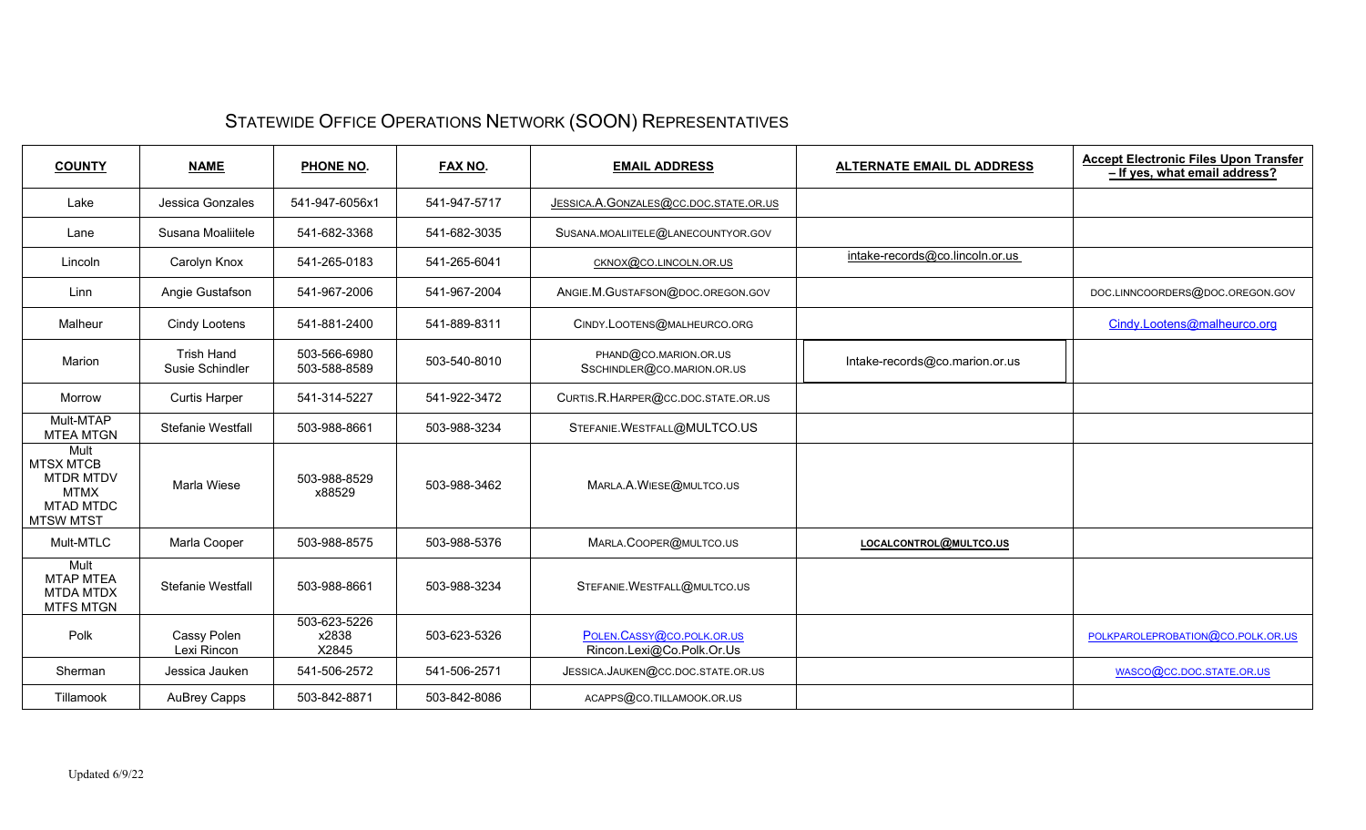# Statewide Office Operations Network (SOON) Representatives

| **COUNTY** | **NAME** | **PHONE NO.** | **FAX NO.** | **EMAIL ADDRESS** | **ALTERNATE EMAIL DL ADDRESS** | **Accept Electronic Files Upon Transfer – If yes, what email address?** |
|---|---|---|---|---|---|---|
| Lake | Jessica Gonzales | 541-947-6056x1 | 541-947-5717 | JESSICA.A.GONZALES@CC.DOC.STATE.OR.US | | |
| Lane | Susana Moaliitele | 541-682-3368 | 541-682-3035 | SUSANA.MOALIITELE@LANECOUNTYOR.GOV | | |
| Lincoln | Carolyn Knox | 541-265-0183 | 541-265-6041 | CKNOX@CO.LINCOLN.OR.US | intake-records@co.lincoln.or.us | |
| Linn | Angie Gustafson | 541-967-2006 | 541-967-2004 | ANGIE.M.GUSTAFSON@DOC.OREGON.GOV | | DOC.LINNCOORDERS@DOC.OREGON.GOV |
| Malheur | Cindy Lootens | 541-881-2400 | 541-889-8311 | CINDY.LOOTENS@MALHEURCO.ORG | | Cindy.Lootens@malheurco.org |
| Marion | Trish Hand<br>Susie Schindler | 503-566-6980<br>503-588-8589 | 503-540-8010 | PHAND@CO.MARION.OR.US<br>SSCHINDLER@CO.MARION.OR.US | Intake-records@co.marion.or.us | |
| Morrow | Curtis Harper | 541-314-5227 | 541-922-3472 | CURTIS.R.HARPER@CC.DOC.STATE.OR.US | | |
| Mult-MTAP MTEA MTGN | Stefanie Westfall | 503-988-8661 | 503-988-3234 | STEFANIE.WESTFALL@MULTCO.US | | |
| Mult MTSX MTCB MTDR MTDV MTMX MTAD MTDC MTSW MTST | Marla Wiese | 503-988-8529 x88529 | 503-988-3462 | MARLA.A.WIESE@MULTCO.US | | |
| Mult-MTLC | Marla Cooper | 503-988-8575 | 503-988-5376 | MARLA.COOPER@MULTCO.US | **LOCALCONTROL@MULTCO.US** | |
| Mult MTAP MTEA MTDA MTDX MTFS MTGN | Stefanie Westfall | 503-988-8661 | 503-988-3234 | STEFANIE.WESTFALL@MULTCO.US | | |
| Polk | Cassy Polen<br>Lexi Rincon | 503-623-5226 x2838 X2845 | 503-623-5326 | POLEN.CASSY@CO.POLK.OR.US<br>Rincon.Lexi@Co.Polk.Or.Us | | POLKPAROLEPROBATION@CO.POLK.OR.US |
| Sherman | Jessica Jauken | 541-506-2572 | 541-506-2571 | JESSICA.JAUKEN@CC.DOC.STATE.OR.US | | WASCO@CC.DOC.STATE.OR.US |
| Tillamook | AuBrey Capps | 503-842-8871 | 503-842-8086 | ACAPPS@CO.TILLAMOOK.OR.US | | |

Updated 6/9/22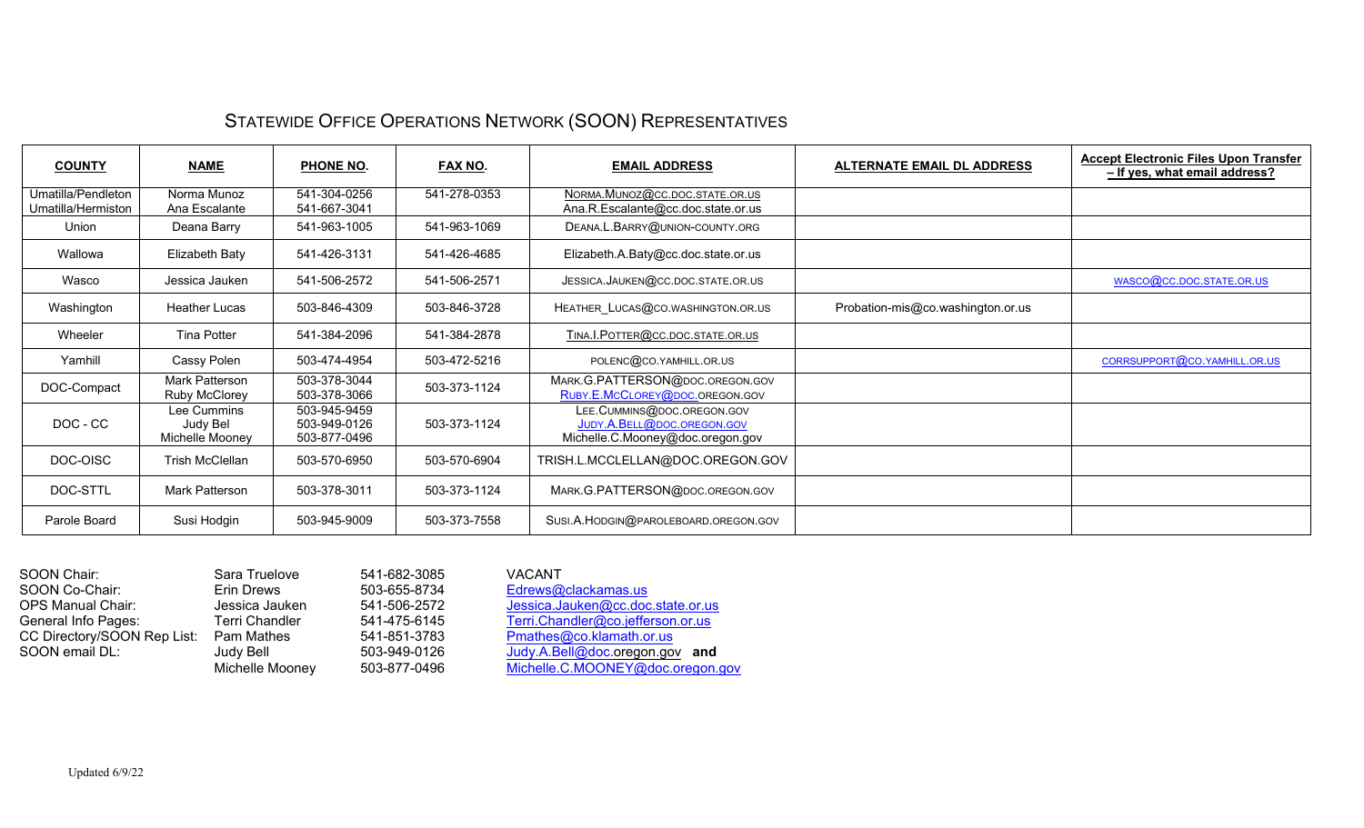# Statewide Office Operations Network (SOON) Representatives

| COUNTY | NAME | PHONE NO. | FAX NO. | EMAIL ADDRESS | ALTERNATE EMAIL DL ADDRESS | Accept Electronic Files Upon Transfer – If yes, what email address? |
|---|---|---|---|---|---|---|
| Umatilla/Pendleton<br>Umatilla/Hermiston | Norma Munoz<br>Ana Escalante | 541-304-0256<br>541-667-3041 | 541-278-0353 | NORMA.MUNOZ@CC.DOC.STATE.OR.US<br>Ana.R.Escalante@cc.doc.state.or.us | | |
| Union | Deana Barry | 541-963-1005 | 541-963-1069 | DEANA.L.BARRY@UNION-COUNTY.ORG | | |
| Wallowa | Elizabeth Baty | 541-426-3131 | 541-426-4685 | Elizabeth.A.Baty@cc.doc.state.or.us | | |
| Wasco | Jessica Jauken | 541-506-2572 | 541-506-2571 | JESSICA.JAUKEN@CC.DOC.STATE.OR.US | | WASCO@CC.DOC.STATE.OR.US |
| Washington | Heather Lucas | 503-846-4309 | 503-846-3728 | HEATHER_LUCAS@CO.WASHINGTON.OR.US | Probation-mis@co.washington.or.us | |
| Wheeler | Tina Potter | 541-384-2096 | 541-384-2878 | TINA.I.POTTER@CC.DOC.STATE.OR.US | | |
| Yamhill | Cassy Polen | 503-474-4954 | 503-472-5216 | POLENC@CO.YAMHILL.OR.US | | CORRSUPPORT@CO.YAMHILL.OR.US |
| DOC-Compact | Mark Patterson<br>Ruby McClorey | 503-378-3044<br>503-378-3066 | 503-373-1124 | MARK.G.PATTERSON@DOC.OREGON.GOV<br>RUBY.E.MCCLOREY@DOC.OREGON.GOV | | |
| DOC - CC | Lee Cummins<br>Judy Bel<br>Michelle Mooney | 503-945-9459<br>503-949-0126<br>503-877-0496 | 503-373-1124 | LEE.CUMMINS@DOC.OREGON.GOV<br>JUDY.A.BELL@DOC.OREGON.GOV<br>Michelle.C.Mooney@doc.oregon.gov | | |
| DOC-OISC | Trish McClellan | 503-570-6950 | 503-570-6904 | TRISH.L.MCCLELLAN@DOC.OREGON.GOV | | |
| DOC-STTL | Mark Patterson | 503-378-3011 | 503-373-1124 | MARK.G.PATTERSON@DOC.OREGON.GOV | | |
| Parole Board | Susi Hodgin | 503-945-9009 | 503-373-7558 | SUSI.A.HODGIN@PAROLEBOARD.OREGON.GOV | | |

| | | | |
|---|---|---|---|
| SOON Chair: | Sara Truelove | 541-682-3085 | VACANT |
| SOON Co-Chair: | Erin Drews | 503-655-8734 | Edrews@clackamas.us |
| OPS Manual Chair: | Jessica Jauken | 541-506-2572 | Jessica.Jauken@cc.doc.state.or.us |
| General Info Pages: | Terri Chandler | 541-475-6145 | Terri.Chandler@co.jefferson.or.us |
| CC Directory/SOON Rep List: | Pam Mathes | 541-851-3783 | Pmathes@co.klamath.or.us |
| SOON email DL: | Judy Bell | 503-949-0126 | Judy.A.Bell@doc.oregon.gov **and** |
| | Michelle Mooney | 503-877-0496 | Michelle.C.MOONEY@doc.oregon.gov |

Updated 6/9/22